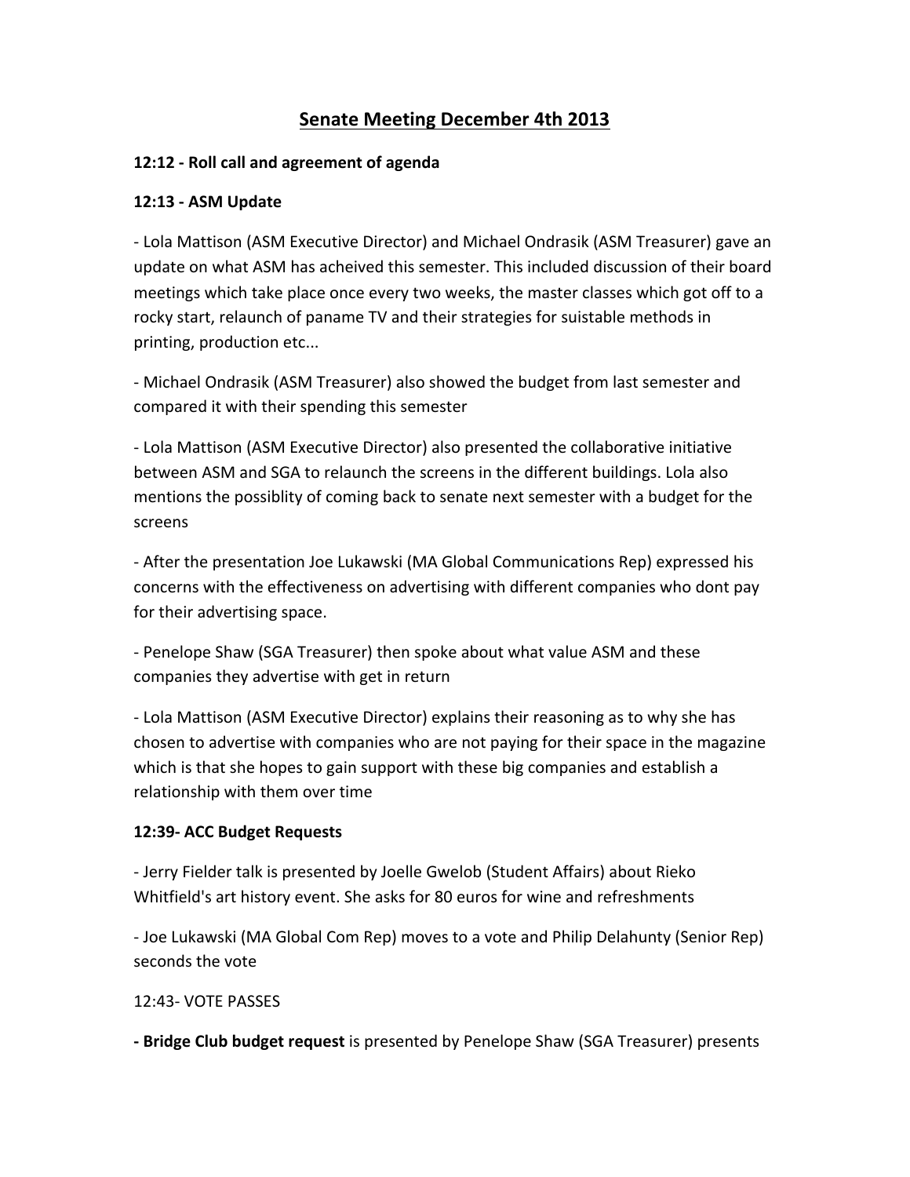# Senate Meeting December 4th 2013

**12:12 - Roll call and agreement of agenda**

**12:13 - ASM Update**

- Lola Mattison (ASM Executive Director) and Michael Ondrasik (ASM Treasurer) gave an update on what ASM has acheived this semester. This included discussion of their board meetings which take place once every two weeks, the master classes which got off to a rocky start, relaunch of paname TV and their strategies for suistable methods in printing, production etc...

- Michael Ondrasik (ASM Treasurer) also showed the budget from last semester and compared it with their spending this semester

- Lola Mattison (ASM Executive Director) also presented the collaborative initiative between ASM and SGA to relaunch the screens in the different buildings. Lola also mentions the possiblity of coming back to senate next semester with a budget for the screens

- After the presentation Joe Lukawski (MA Global Communications Rep) expressed his concerns with the effectiveness on advertising with different companies who dont pay for their advertising space.

- Penelope Shaw (SGA Treasurer) then spoke about what value ASM and these companies they advertise with get in return

- Lola Mattison (ASM Executive Director) explains their reasoning as to why she has chosen to advertise with companies who are not paying for their space in the magazine which is that she hopes to gain support with these big companies and establish a relationship with them over time

**12:39- ACC Budget Requests**

- Jerry Fielder talk is presented by Joelle Gwelob (Student Affairs) about Rieko Whitfield's art history event. She asks for 80 euros for wine and refreshments

- Joe Lukawski (MA Global Com Rep) moves to a vote and Philip Delahunty (Senior Rep) seconds the vote

12:43- VOTE PASSES

**- Bridge Club budget request** is presented by Penelope Shaw (SGA Treasurer) presents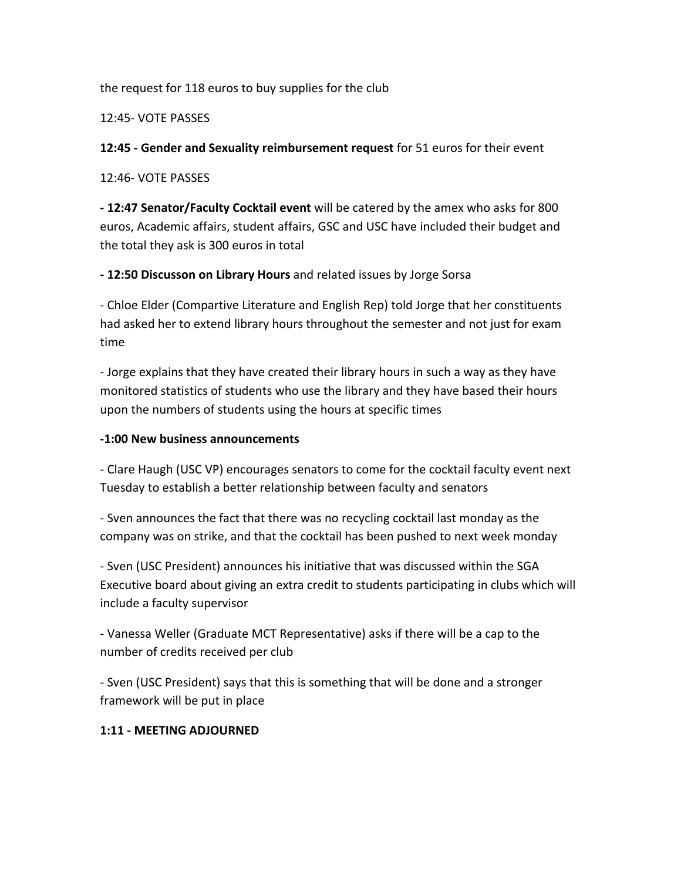the request for 118 euros to buy supplies for the club

12:45- VOTE PASSES

**12:45 - Gender and Sexuality reimbursement request** for 51 euros for their event

12:46- VOTE PASSES

**- 12:47 Senator/Faculty Cocktail event** will be catered by the amex who asks for 800 euros, Academic affairs, student affairs, GSC and USC have included their budget and the total they ask is 300 euros in total

**- 12:50 Discusson on Library Hours** and related issues by Jorge Sorsa

- Chloe Elder (Compartive Literature and English Rep) told Jorge that her constituents had asked her to extend library hours throughout the semester and not just for exam time

- Jorge explains that they have created their library hours in such a way as they have monitored statistics of students who use the library and they have based their hours upon the numbers of students using the hours at specific times

**-1:00 New business announcements**

- Clare Haugh (USC VP) encourages senators to come for the cocktail faculty event next Tuesday to establish a better relationship between faculty and senators

- Sven announces the fact that there was no recycling cocktail last monday as the company was on strike, and that the cocktail has been pushed to next week monday

- Sven (USC President) announces his initiative that was discussed within the SGA Executive board about giving an extra credit to students participating in clubs which will include a faculty supervisor

- Vanessa Weller (Graduate MCT Representative) asks if there will be a cap to the number of credits received per club

- Sven (USC President) says that this is something that will be done and a stronger framework will be put in place

**1:11 - MEETING ADJOURNED**